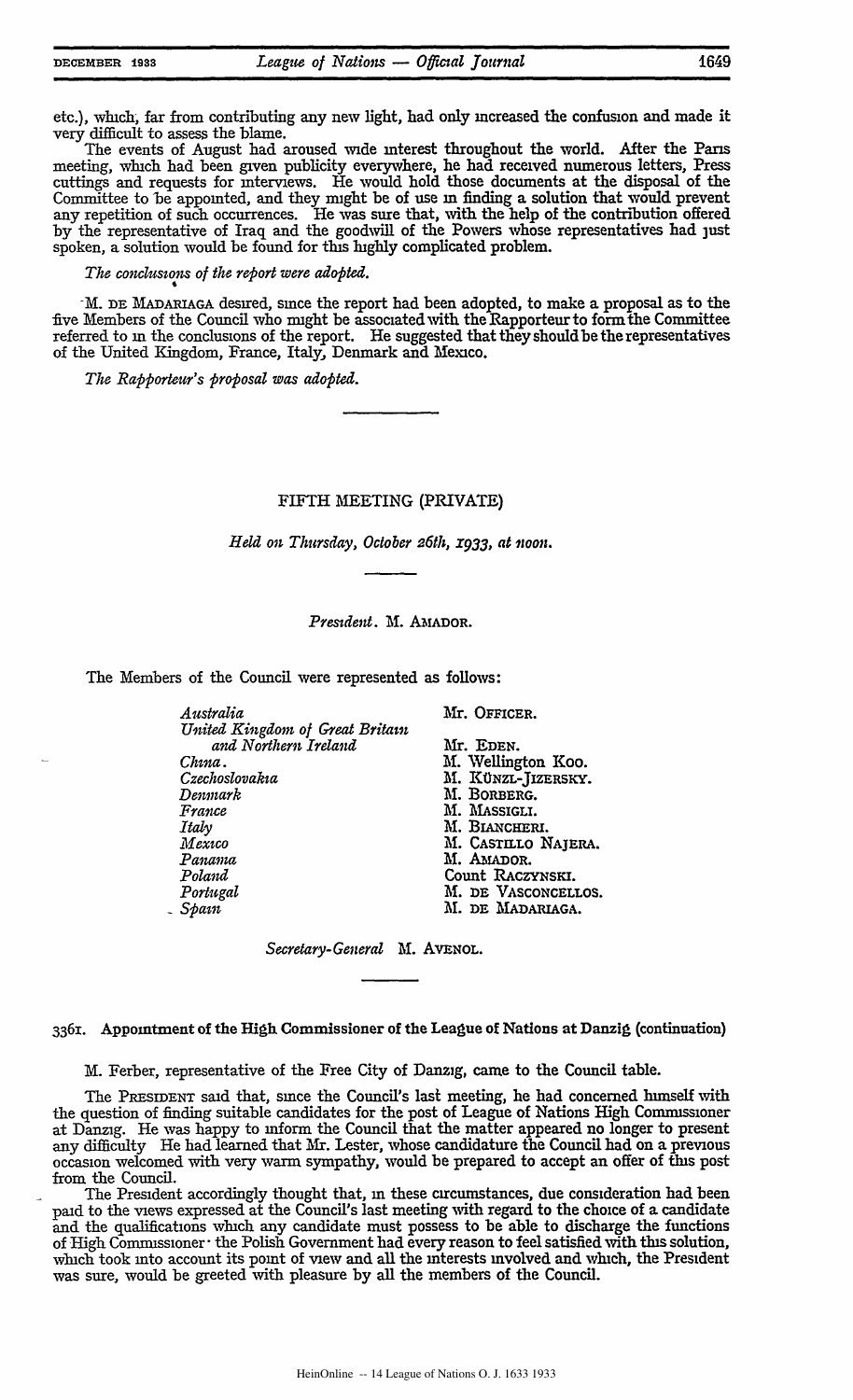etc.), which, far from contributing any new light, had only increased the confusion and made it very difficult to assess the blame.

The events of August had aroused wide interest throughout the world. After the Paris meeting, which had been given publicity everywhere, he had received numerous letters, Press cuttings and requests for interviews. He would hold those documents at the disposal of the Committee to be appointed, and they might be of use in finding a solution that would prevent any repetition of such occurrences. He was sure that, with the help of the contribution offered by the representative of Iraq and the goodwill of the Powers whose representatives had just spoken, a solution would be found for this highly complicated problem.

*The conclusions of the report were adopted.*

M. DE MADARIAGA desired, since the report had been adopted, to make a proposal as to the five Members of the Council who might be associated with the Rapporteur to form the Committee referred to in the conclusions of the report. He suggested that they should be the representatives of the United Kingdom, France, Italy, Denmark and Mexico.

*The Rapporteur's proposal was adopted.*

## FIFTH MEETING (PRIVATE)

*Held on Thursday, October 26th, 1933, at noon.*

*President.* M. AMADOR.

The Members of the Council were represented as follows:

| | |
|---|---|
| *Australia* | Mr. OFFICER. |
| *United Kingdom of Great Britain and Northern Ireland* | Mr. EDEN. |
| *China* | M. Wellington KOO. |
| *Czechoslovakia* | M. KÜNZL-JIZERSKY. |
| *Denmark* | M. BORBERG. |
| *France* | M. MASSIGLI. |
| *Italy* | M. BIANCHERI. |
| *Mexico* | M. CASTILLO NAJERA. |
| *Panama* | M. AMADOR. |
| *Poland* | Count RACZYNSKI. |
| *Portugal* | M. DE VASCONCELLOS. |
| *Spain* | M. DE MADARIAGA. |

*Secretary-General* M. AVENOL.

### 3361. Appointment of the High Commissioner of the League of Nations at Danzig (continuation)

M. Ferber, representative of the Free City of Danzig, came to the Council table.

The PRESIDENT said that, since the Council's last meeting, he had concerned himself with the question of finding suitable candidates for the post of League of Nations High Commissioner at Danzig. He was happy to inform the Council that the matter appeared no longer to present any difficulty He had learned that Mr. Lester, whose candidature the Council had on a previous occasion welcomed with very warm sympathy, would be prepared to accept an offer of this post from the Council.

The President accordingly thought that, in these circumstances, due consideration had been paid to the views expressed at the Council's last meeting with regard to the choice of a candidate and the qualifications which any candidate must possess to be able to discharge the functions of High Commissioner: the Polish Government had every reason to feel satisfied with this solution, which took into account its point of view and all the interests involved and which, the President was sure, would be greeted with pleasure by all the members of the Council.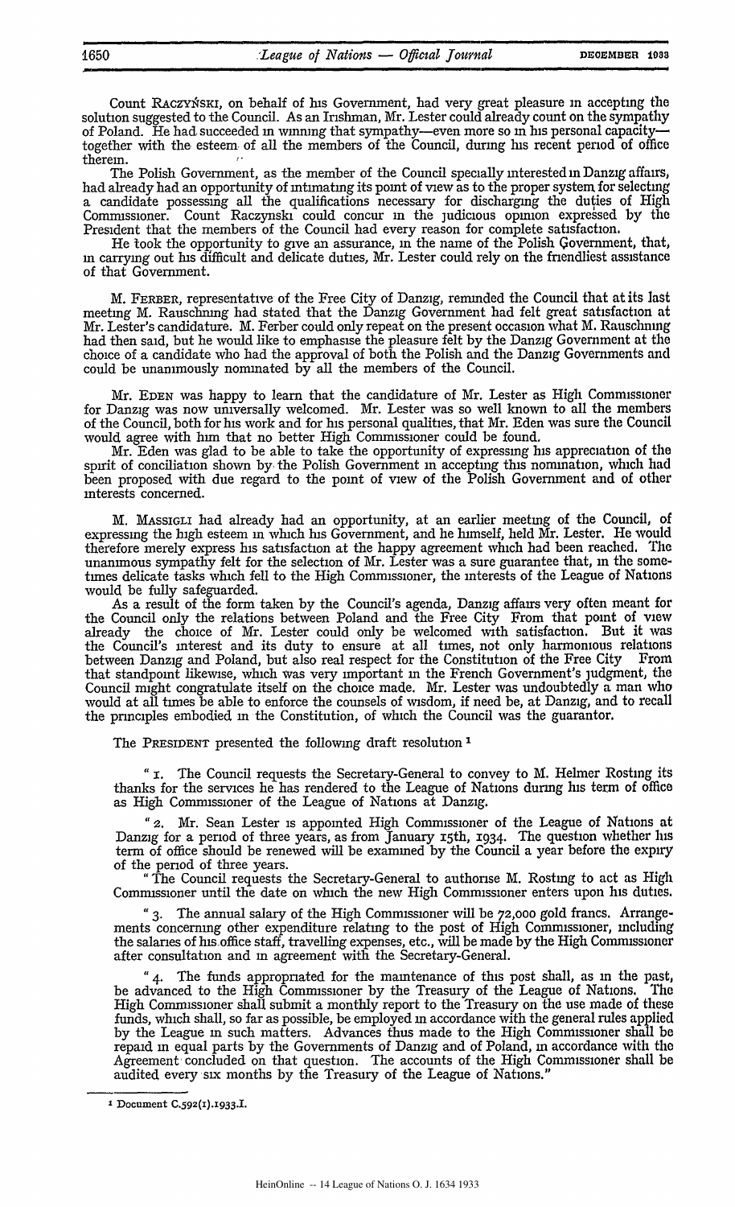Count RACZYŃSKI, on behalf of his Government, had very great pleasure in accepting the solution suggested to the Council. As an Irishman, Mr. Lester could already count on the sympathy of Poland. He had succeeded in winning that sympathy—even more so in his personal capacity—together with the esteem of all the members of the Council, during his recent period of office therein.

The Polish Government, as the member of the Council specially interested in Danzig affairs, had already had an opportunity of intimating its point of view as to the proper system for selecting a candidate possessing all the qualifications necessary for discharging the duties of High Commissioner. Count Raczynski could concur in the judicious opinion expressed by the President that the members of the Council had every reason for complete satisfaction.

He took the opportunity to give an assurance, in the name of the Polish Government, that, in carrying out his difficult and delicate duties, Mr. Lester could rely on the friendliest assistance of that Government.

M. FERBER, representative of the Free City of Danzig, reminded the Council that at its last meeting M. Rauschning had stated that the Danzig Government had felt great satisfaction at Mr. Lester's candidature. M. Ferber could only repeat on the present occasion what M. Rauschning had then said, but he would like to emphasise the pleasure felt by the Danzig Government at the choice of a candidate who had the approval of both the Polish and the Danzig Governments and could be unanimously nominated by all the members of the Council.

Mr. EDEN was happy to learn that the candidature of Mr. Lester as High Commissioner for Danzig was now universally welcomed. Mr. Lester was so well known to all the members of the Council, both for his work and for his personal qualities, that Mr. Eden was sure the Council would agree with him that no better High Commissioner could be found.

Mr. Eden was glad to be able to take the opportunity of expressing his appreciation of the spirit of conciliation shown by the Polish Government in accepting this nomination, which had been proposed with due regard to the point of view of the Polish Government and of other interests concerned.

M. MASSIGLI had already had an opportunity, at an earlier meeting of the Council, of expressing the high esteem in which his Government, and he himself, held Mr. Lester. He would therefore merely express his satisfaction at the happy agreement which had been reached. The unanimous sympathy felt for the selection of Mr. Lester was a sure guarantee that, in the sometimes delicate tasks which fell to the High Commissioner, the interests of the League of Nations would be fully safeguarded.

As a result of the form taken by the Council's agenda, Danzig affairs very often meant for the Council only the relations between Poland and the Free City From that point of view already the choice of Mr. Lester could only be welcomed with satisfaction. But it was the Council's interest and its duty to ensure at all times, not only harmonious relations between Danzig and Poland, but also real respect for the Constitution of the Free City From that standpoint likewise, which was very important in the French Government's judgment, the Council might congratulate itself on the choice made. Mr. Lester was undoubtedly a man who would at all times be able to enforce the counsels of wisdom, if need be, at Danzig, and to recall the principles embodied in the Constitution, of which the Council was the guarantor.

The PRESIDENT presented the following draft resolution [1]

"1. The Council requests the Secretary-General to convey to M. Helmer Rosting its thanks for the services he has rendered to the League of Nations during his term of office as High Commissioner of the League of Nations at Danzig.

"2. Mr. Sean Lester is appointed High Commissioner of the League of Nations at Danzig for a period of three years, as from January 15th, 1934. The question whether his term of office should be renewed will be examined by the Council a year before the expiry of the period of three years.

"The Council requests the Secretary-General to authorise M. Rosting to act as High Commissioner until the date on which the new High Commissioner enters upon his duties.

"3. The annual salary of the High Commissioner will be 72,000 gold francs. Arrangements concerning other expenditure relating to the post of High Commissioner, including the salaries of his office staff, travelling expenses, etc., will be made by the High Commissioner after consultation and in agreement with the Secretary-General.

"4. The funds appropriated for the maintenance of this post shall, as in the past, be advanced to the High Commissioner by the Treasury of the League of Nations. The High Commissioner shall submit a monthly report to the Treasury on the use made of these funds, which shall, so far as possible, be employed in accordance with the general rules applied by the League in such matters. Advances thus made to the High Commissioner shall be repaid in equal parts by the Governments of Danzig and of Poland, in accordance with the Agreement concluded on that question. The accounts of the High Commissioner shall be audited every six months by the Treasury of the League of Nations."

[1] Document C.592(1).1933.I.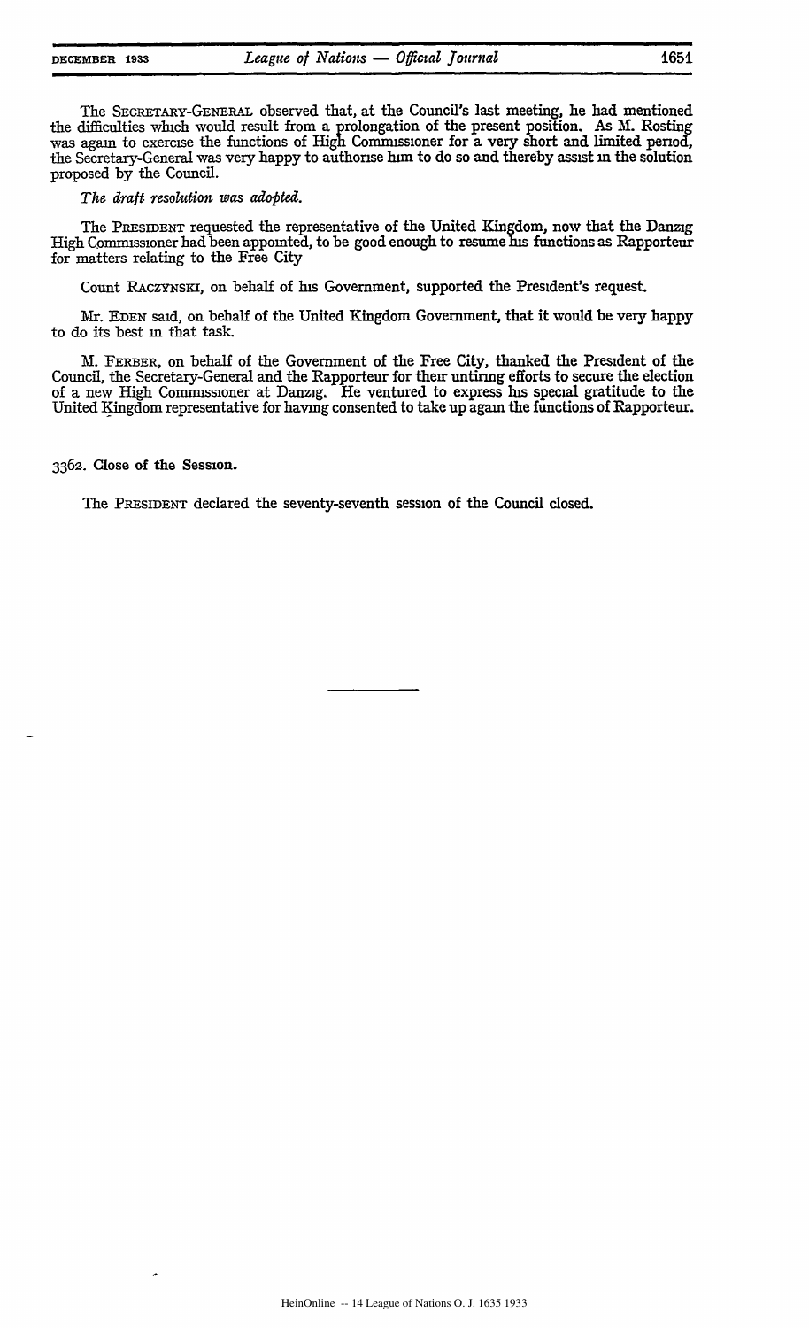The SECRETARY-GENERAL observed that, at the Council's last meeting, he had mentioned the difficulties which would result from a prolongation of the present position. As M. Rosting was again to exercise the functions of High Commissioner for a very short and limited period, the Secretary-General was very happy to authorise him to do so and thereby assist in the solution proposed by the Council.

*The draft resolution was adopted.*

The PRESIDENT requested the representative of the United Kingdom, now that the Danzig High Commissioner had been appointed, to be good enough to resume his functions as Rapporteur for matters relating to the Free City

Count RACZYNSKI, on behalf of his Government, supported the President's request.

Mr. EDEN said, on behalf of the United Kingdom Government, that it would be very happy to do its best in that task.

M. FERBER, on behalf of the Government of the Free City, thanked the President of the Council, the Secretary-General and the Rapporteur for their untiring efforts to secure the election of a new High Commissioner at Danzig. He ventured to express his special gratitude to the United Kingdom representative for having consented to take up again the functions of Rapporteur.

## 3362. Close of the Session.

The PRESIDENT declared the seventy-seventh session of the Council closed.